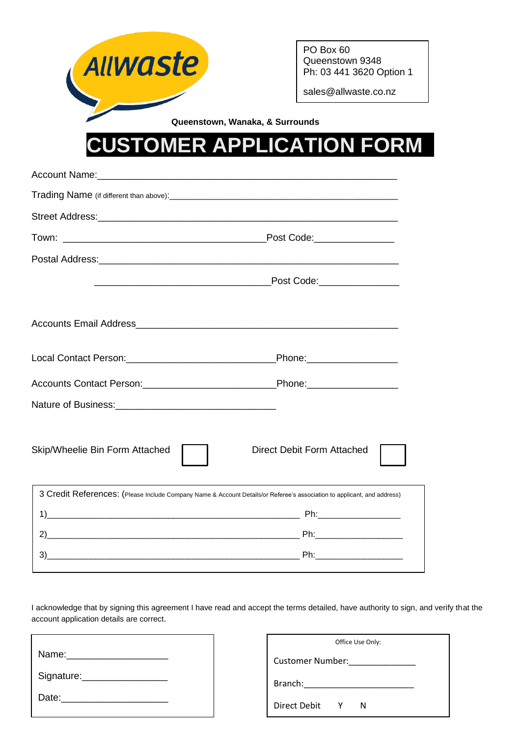Allwaste

PO Box 60
Queenstown 9348
Ph: 03 441 3620 Option 1

sales@allwaste.co.nz

**Queenstown, Wanaka, & Surrounds**

# CUSTOMER APPLICATION FORM

Account Name:_______________________________________________________

Trading Name (if different than above):_________________________________________

Street Address:______________________________________________________

Town: _____________________________________Post Code:______________

Postal Address:______________________________________________________

_________________________________Post Code:______________

Accounts Email Address_______________________________________________

Local Contact Person:____________________________Phone:________________

Accounts Contact Person:_________________________Phone:________________

Nature of Business:______________________________

Skip/Wheelie Bin Form Attached ☐ Direct Debit Form Attached ☐

3 Credit References: (Please Include Company Name & Account Details/or Referee's association to applicant, and address)

1)__________________________________________________ Ph:________________

2)__________________________________________________ Ph:________________

3)__________________________________________________ Ph:________________

I acknowledge that by signing this agreement I have read and accept the terms detailed, have authority to sign, and verify that the account application details are correct.

Name:___________________

Signature:________________

Date:____________________

Office Use Only:

Customer Number:_____________

Branch:______________________

Direct Debit Y N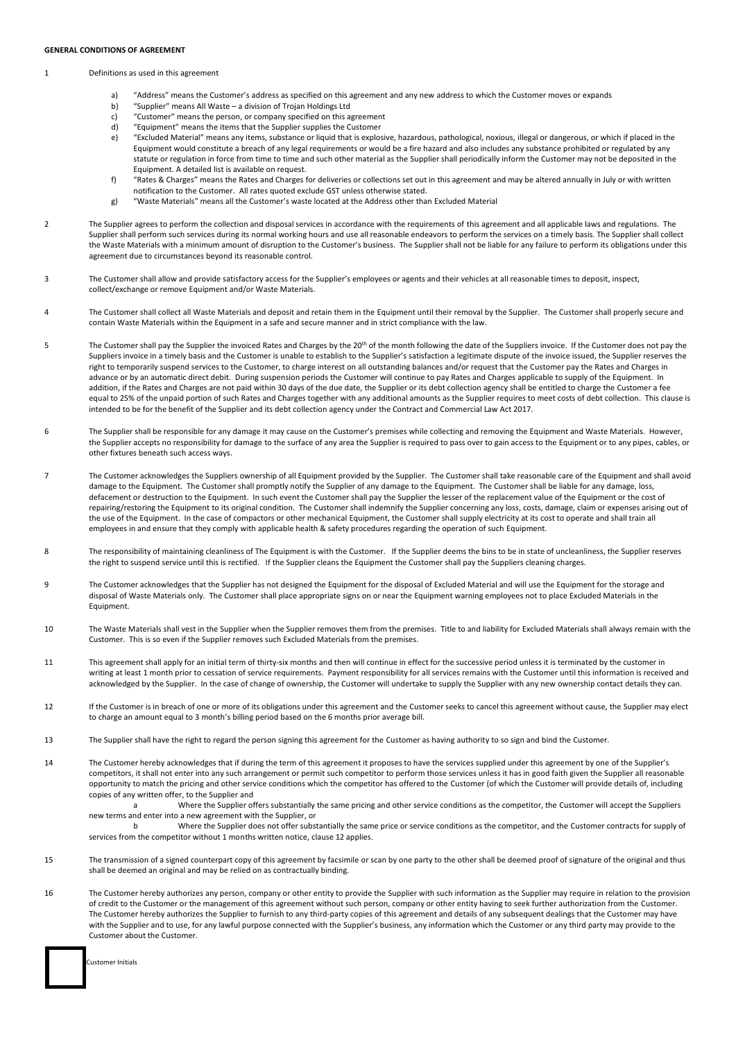**GENERAL CONDITIONS OF AGREEMENT**

1 Definitions as used in this agreement

a) "Address" means the Customer's address as specified on this agreement and any new address to which the Customer moves or expands
b) "Supplier" means All Waste – a division of Trojan Holdings Ltd
c) "Customer" means the person, or company specified on this agreement
d) "Equipment" means the items that the Supplier supplies the Customer
e) "Excluded Material" means any items, substance or liquid that is explosive, hazardous, pathological, noxious, illegal or dangerous, or which if placed in the Equipment would constitute a breach of any legal requirements or would be a fire hazard and also includes any substance prohibited or regulated by any statute or regulation in force from time to time and such other material as the Supplier shall periodically inform the Customer may not be deposited in the Equipment. A detailed list is available on request.
f) "Rates & Charges" means the Rates and Charges for deliveries or collections set out in this agreement and may be altered annually in July or with written notification to the Customer. All rates quoted exclude GST unless otherwise stated.
g) "Waste Materials" means all the Customer's waste located at the Address other than Excluded Material

2 The Supplier agrees to perform the collection and disposal services in accordance with the requirements of this agreement and all applicable laws and regulations. The Supplier shall perform such services during its normal working hours and use all reasonable endeavors to perform the services on a timely basis. The Supplier shall collect the Waste Materials with a minimum amount of disruption to the Customer's business. The Supplier shall not be liable for any failure to perform its obligations under this agreement due to circumstances beyond its reasonable control.

3 The Customer shall allow and provide satisfactory access for the Supplier's employees or agents and their vehicles at all reasonable times to deposit, inspect, collect/exchange or remove Equipment and/or Waste Materials.

4 The Customer shall collect all Waste Materials and deposit and retain them in the Equipment until their removal by the Supplier. The Customer shall properly secure and contain Waste Materials within the Equipment in a safe and secure manner and in strict compliance with the law.

5 The Customer shall pay the Supplier the invoiced Rates and Charges by the 20th of the month following the date of the Suppliers invoice. If the Customer does not pay the Suppliers invoice in a timely basis and the Customer is unable to establish to the Supplier's satisfaction a legitimate dispute of the invoice issued, the Supplier reserves the right to temporarily suspend services to the Customer, to charge interest on all outstanding balances and/or request that the Customer pay the Rates and Charges in advance or by an automatic direct debit. During suspension periods the Customer will continue to pay Rates and Charges applicable to supply of the Equipment. In addition, if the Rates and Charges are not paid within 30 days of the due date, the Supplier or its debt collection agency shall be entitled to charge the Customer a fee equal to 25% of the unpaid portion of such Rates and Charges together with any additional amounts as the Supplier requires to meet costs of debt collection. This clause is intended to be for the benefit of the Supplier and its debt collection agency under the Contract and Commercial Law Act 2017.

6 The Supplier shall be responsible for any damage it may cause on the Customer's premises while collecting and removing the Equipment and Waste Materials. However, the Supplier accepts no responsibility for damage to the surface of any area the Supplier is required to pass over to gain access to the Equipment or to any pipes, cables, or other fixtures beneath such access ways.

7 The Customer acknowledges the Suppliers ownership of all Equipment provided by the Supplier. The Customer shall take reasonable care of the Equipment and shall avoid damage to the Equipment. The Customer shall promptly notify the Supplier of any damage to the Equipment. The Customer shall be liable for any damage, loss, defacement or destruction to the Equipment. In such event the Customer shall pay the Supplier the lesser of the replacement value of the Equipment or the cost of repairing/restoring the Equipment to its original condition. The Customer shall indemnify the Supplier concerning any loss, costs, damage, claim or expenses arising out of the use of the Equipment. In the case of compactors or other mechanical Equipment, the Customer shall supply electricity at its cost to operate and shall train all employees in and ensure that they comply with applicable health & safety procedures regarding the operation of such Equipment.

8 The responsibility of maintaining cleanliness of The Equipment is with the Customer. If the Supplier deems the bins to be in state of uncleanliness, the Supplier reserves the right to suspend service until this is rectified. If the Supplier cleans the Equipment the Customer shall pay the Suppliers cleaning charges.

9 The Customer acknowledges that the Supplier has not designed the Equipment for the disposal of Excluded Material and will use the Equipment for the storage and disposal of Waste Materials only. The Customer shall place appropriate signs on or near the Equipment warning employees not to place Excluded Materials in the Equipment.

10 The Waste Materials shall vest in the Supplier when the Supplier removes them from the premises. Title to and liability for Excluded Materials shall always remain with the Customer. This is so even if the Supplier removes such Excluded Materials from the premises.

11 This agreement shall apply for an initial term of thirty-six months and then will continue in effect for the successive period unless it is terminated by the customer in writing at least 1 month prior to cessation of service requirements. Payment responsibility for all services remains with the Customer until this information is received and acknowledged by the Supplier. In the case of change of ownership, the Customer will undertake to supply the Supplier with any new ownership contact details they can.

12 If the Customer is in breach of one or more of its obligations under this agreement and the Customer seeks to cancel this agreement without cause, the Supplier may elect to charge an amount equal to 3 month's billing period based on the 6 months prior average bill.

13 The Supplier shall have the right to regard the person signing this agreement for the Customer as having authority to so sign and bind the Customer.

14 The Customer hereby acknowledges that if during the term of this agreement it proposes to have the services supplied under this agreement by one of the Supplier's competitors, it shall not enter into any such arrangement or permit such competitor to perform those services unless it has in good faith given the Supplier all reasonable opportunity to match the pricing and other service conditions which the competitor has offered to the Customer (of which the Customer will provide details of, including copies of any written offer, to the Supplier and

a Where the Supplier offers substantially the same pricing and other service conditions as the competitor, the Customer will accept the Suppliers new terms and enter into a new agreement with the Supplier, or

b Where the Supplier does not offer substantially the same price or service conditions as the competitor, and the Customer contracts for supply of services from the competitor without 1 months written notice, clause 12 applies.

15 The transmission of a signed counterpart copy of this agreement by facsimile or scan by one party to the other shall be deemed proof of signature of the original and thus shall be deemed an original and may be relied on as contractually binding.

16 The Customer hereby authorizes any person, company or other entity to provide the Supplier with such information as the Supplier may require in relation to the provision of credit to the Customer or the management of this agreement without such person, company or other entity having to seek further authorization from the Customer. The Customer hereby authorizes the Supplier to furnish to any third-party copies of this agreement and details of any subsequent dealings that the Customer may have with the Supplier and to use, for any lawful purpose connected with the Supplier's business, any information which the Customer or any third party may provide to the Customer about the Customer.

Customer Initials